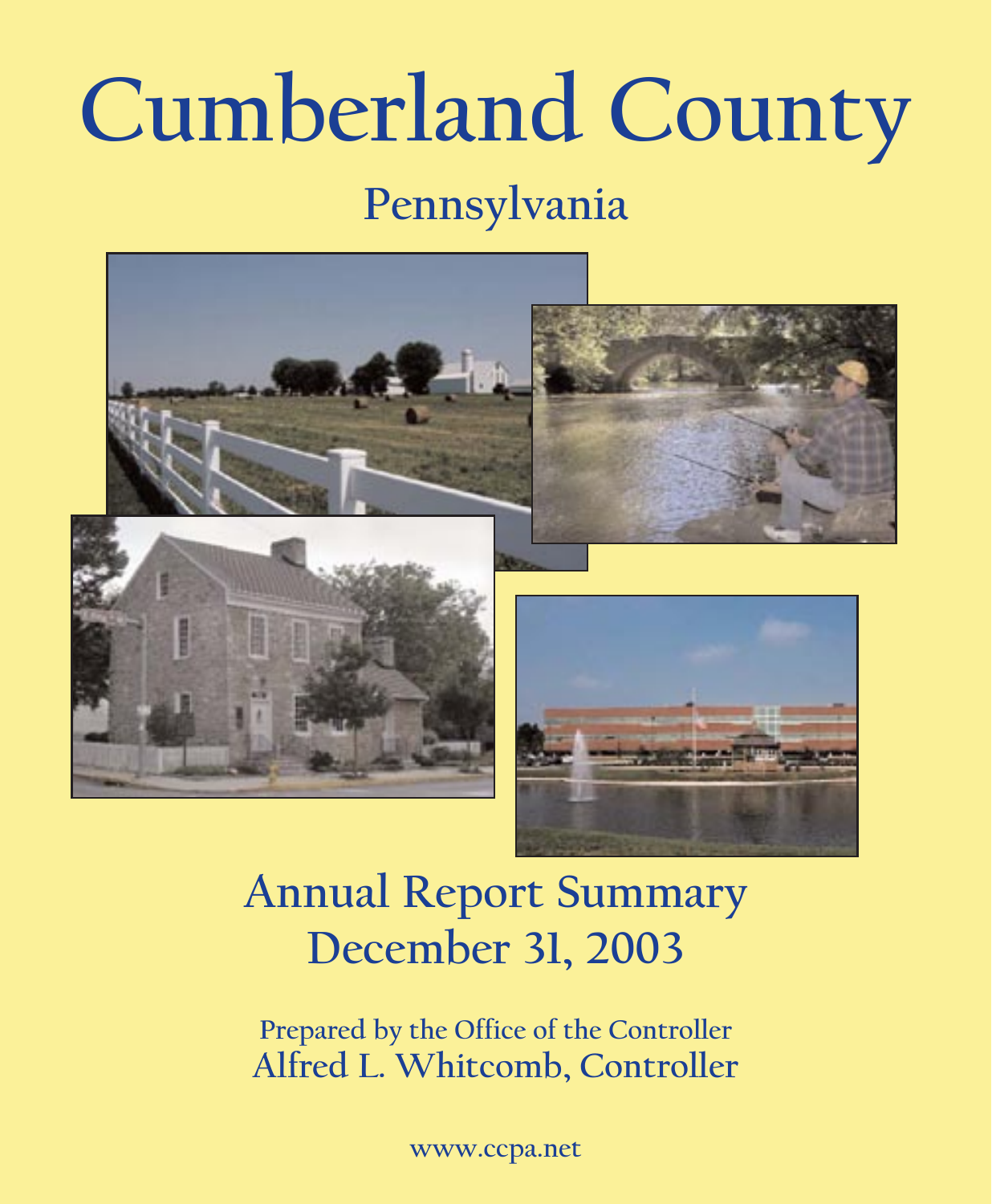# Cumberland County

## Pennsylvania

## Annual Report Summary
## December 31, 2003

**Prepared by the Office of the Controller**
Alfred L. Whitcomb, Controller

www.ccpa.net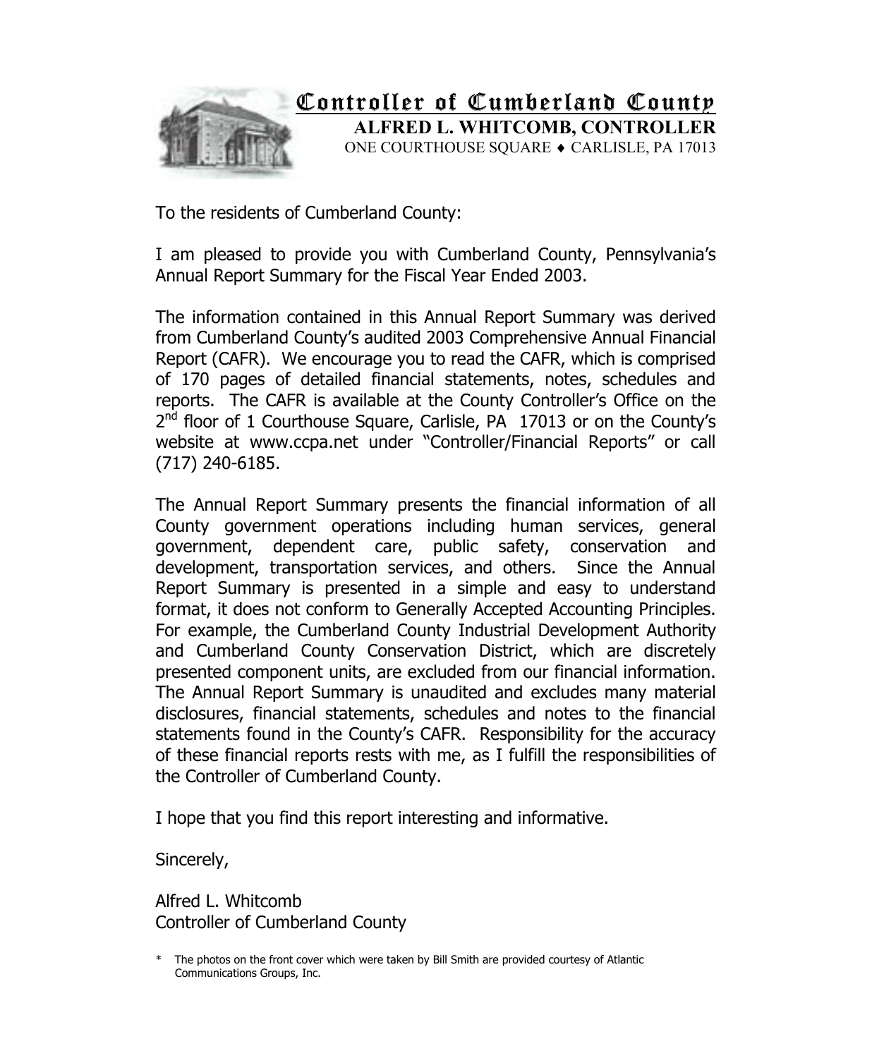# Controller of Cumberland County

**ALFRED L. WHITCOMB, CONTROLLER**

ONE COURTHOUSE SQUARE ♦ CARLISLE, PA 17013

To the residents of Cumberland County:

I am pleased to provide you with Cumberland County, Pennsylvania's Annual Report Summary for the Fiscal Year Ended 2003.

The information contained in this Annual Report Summary was derived from Cumberland County's audited 2003 Comprehensive Annual Financial Report (CAFR). We encourage you to read the CAFR, which is comprised of 170 pages of detailed financial statements, notes, schedules and reports. The CAFR is available at the County Controller's Office on the 2nd floor of 1 Courthouse Square, Carlisle, PA 17013 or on the County's website at www.ccpa.net under "Controller/Financial Reports" or call (717) 240-6185.

The Annual Report Summary presents the financial information of all County government operations including human services, general government, dependent care, public safety, conservation and development, transportation services, and others. Since the Annual Report Summary is presented in a simple and easy to understand format, it does not conform to Generally Accepted Accounting Principles. For example, the Cumberland County Industrial Development Authority and Cumberland County Conservation District, which are discretely presented component units, are excluded from our financial information. The Annual Report Summary is unaudited and excludes many material disclosures, financial statements, schedules and notes to the financial statements found in the County's CAFR. Responsibility for the accuracy of these financial reports rests with me, as I fulfill the responsibilities of the Controller of Cumberland County.

I hope that you find this report interesting and informative.

Sincerely,

Alfred L. Whitcomb
Controller of Cumberland County

\* The photos on the front cover which were taken by Bill Smith are provided courtesy of Atlantic Communications Groups, Inc.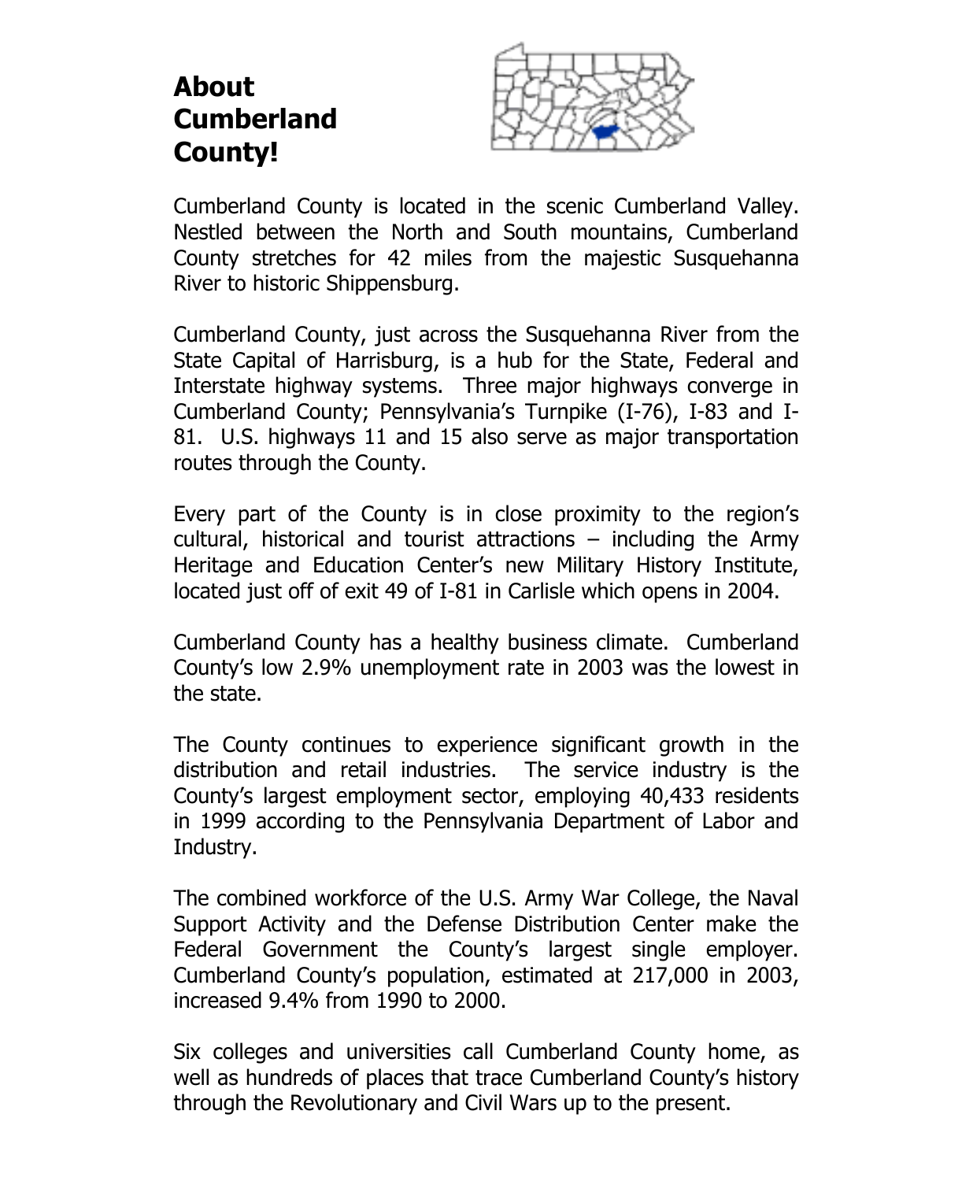# About Cumberland County!

Cumberland County is located in the scenic Cumberland Valley. Nestled between the North and South mountains, Cumberland County stretches for 42 miles from the majestic Susquehanna River to historic Shippensburg.

Cumberland County, just across the Susquehanna River from the State Capital of Harrisburg, is a hub for the State, Federal and Interstate highway systems. Three major highways converge in Cumberland County; Pennsylvania's Turnpike (I-76), I-83 and I-81. U.S. highways 11 and 15 also serve as major transportation routes through the County.

Every part of the County is in close proximity to the region's cultural, historical and tourist attractions – including the Army Heritage and Education Center's new Military History Institute, located just off of exit 49 of I-81 in Carlisle which opens in 2004.

Cumberland County has a healthy business climate. Cumberland County's low 2.9% unemployment rate in 2003 was the lowest in the state.

The County continues to experience significant growth in the distribution and retail industries. The service industry is the County's largest employment sector, employing 40,433 residents in 1999 according to the Pennsylvania Department of Labor and Industry.

The combined workforce of the U.S. Army War College, the Naval Support Activity and the Defense Distribution Center make the Federal Government the County's largest single employer. Cumberland County's population, estimated at 217,000 in 2003, increased 9.4% from 1990 to 2000.

Six colleges and universities call Cumberland County home, as well as hundreds of places that trace Cumberland County's history through the Revolutionary and Civil Wars up to the present.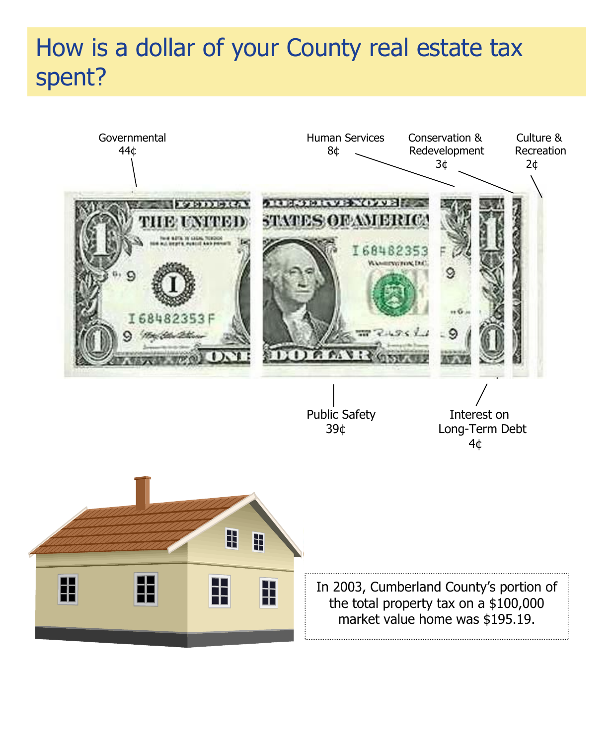# How is a dollar of your County real estate tax spent?

Governmental 44¢

Human Services 8¢

Conservation & Redevelopment 3¢

Culture & Recreation 2¢

Public Safety 39¢

Interest on Long-Term Debt 4¢

In 2003, Cumberland County's portion of the total property tax on a $100,000 market value home was $195.19.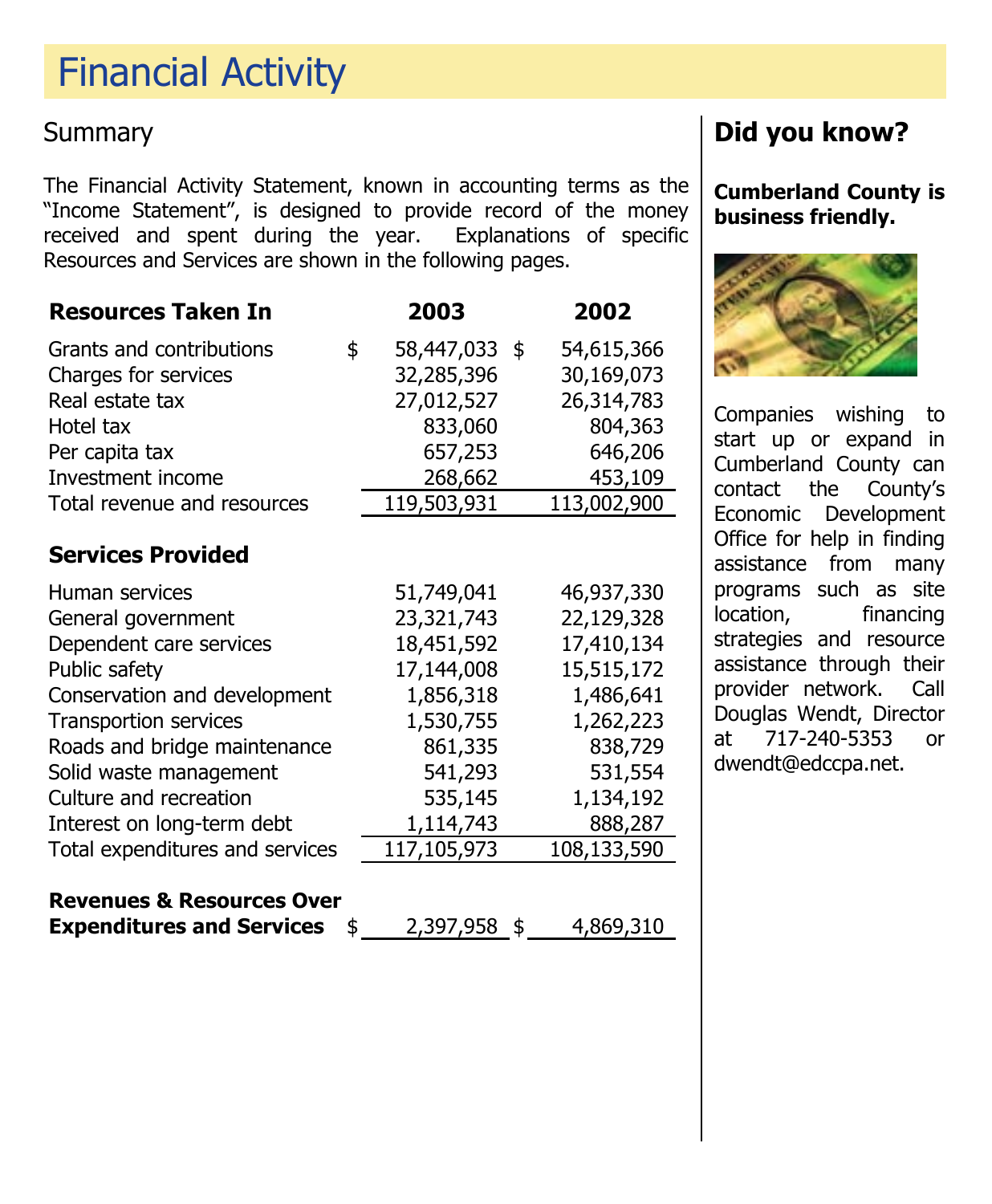# Financial Activity

## Summary

The Financial Activity Statement, known in accounting terms as the "Income Statement", is designed to provide record of the money received and spent during the year. Explanations of specific Resources and Services are shown in the following pages.

| **Resources Taken In** | **2003** | **2002** |
|---|---|---|
| Grants and contributions | $ 58,447,033 | $ 54,615,366 |
| Charges for services | 32,285,396 | 30,169,073 |
| Real estate tax | 27,012,527 | 26,314,783 |
| Hotel tax | 833,060 | 804,363 |
| Per capita tax | 657,253 | 646,206 |
| Investment income | 268,662 | 453,109 |
| Total revenue and resources | 119,503,931 | 113,002,900 |
| **Services Provided** | | |
| Human services | 51,749,041 | 46,937,330 |
| General government | 23,321,743 | 22,129,328 |
| Dependent care services | 18,451,592 | 17,410,134 |
| Public safety | 17,144,008 | 15,515,172 |
| Conservation and development | 1,856,318 | 1,486,641 |
| Transportion services | 1,530,755 | 1,262,223 |
| Roads and bridge maintenance | 861,335 | 838,729 |
| Solid waste management | 541,293 | 531,554 |
| Culture and recreation | 535,145 | 1,134,192 |
| Interest on long-term debt | 1,114,743 | 888,287 |
| Total expenditures and services | 117,105,973 | 108,133,590 |
| **Revenues & Resources Over Expenditures and Services** | $ 2,397,958 | $ 4,869,310 |

## Did you know?

**Cumberland County is business friendly.**

Companies wishing to start up or expand in Cumberland County can contact the County's Economic Development Office for help in finding assistance from many programs such as site location, financing strategies and resource assistance through their provider network. Call Douglas Wendt, Director at 717-240-5353 or dwendt@edccpa.net.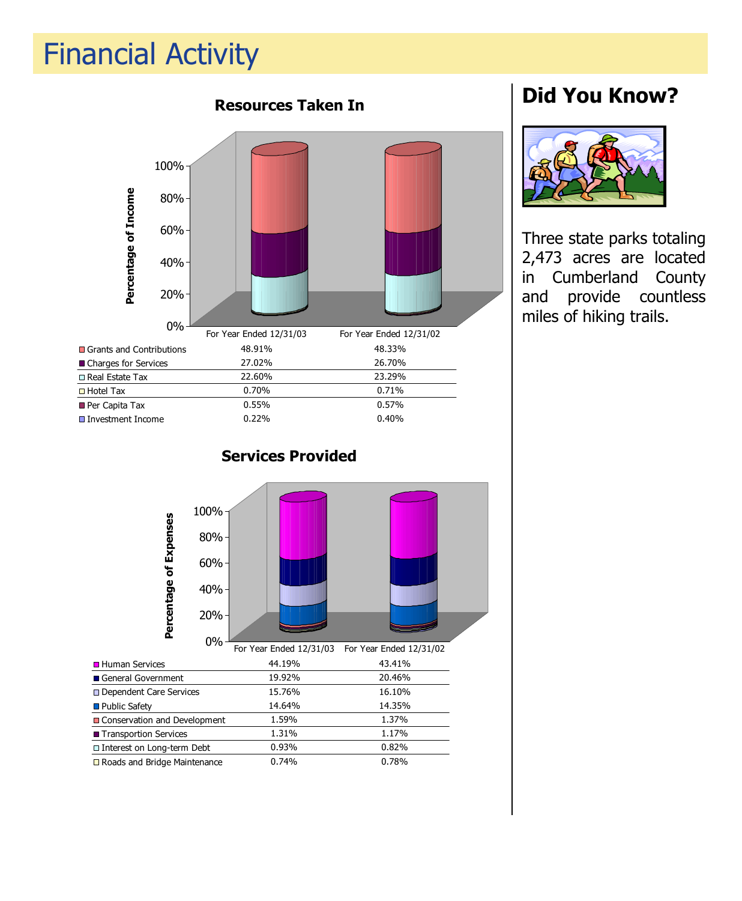# Financial Activity

## Resources Taken In

| | For Year Ended 12/31/03 | For Year Ended 12/31/02 |
|---|---|---|
| Grants and Contributions | 48.91% | 48.33% |
| Charges for Services | 27.02% | 26.70% |
| Real Estate Tax | 22.60% | 23.29% |
| Hotel Tax | 0.70% | 0.71% |
| Per Capita Tax | 0.55% | 0.57% |
| Investment Income | 0.22% | 0.40% |

## Services Provided

| | For Year Ended 12/31/03 | For Year Ended 12/31/02 |
|---|---|---|
| Human Services | 44.19% | 43.41% |
| General Government | 19.92% | 20.46% |
| Dependent Care Services | 15.76% | 16.10% |
| Public Safety | 14.64% | 14.35% |
| Conservation and Development | 1.59% | 1.37% |
| Transportion Services | 1.31% | 1.17% |
| Interest on Long-term Debt | 0.93% | 0.82% |
| Roads and Bridge Maintenance | 0.74% | 0.78% |

## Did You Know?

Three state parks totaling 2,473 acres are located in Cumberland County and provide countless miles of hiking trails.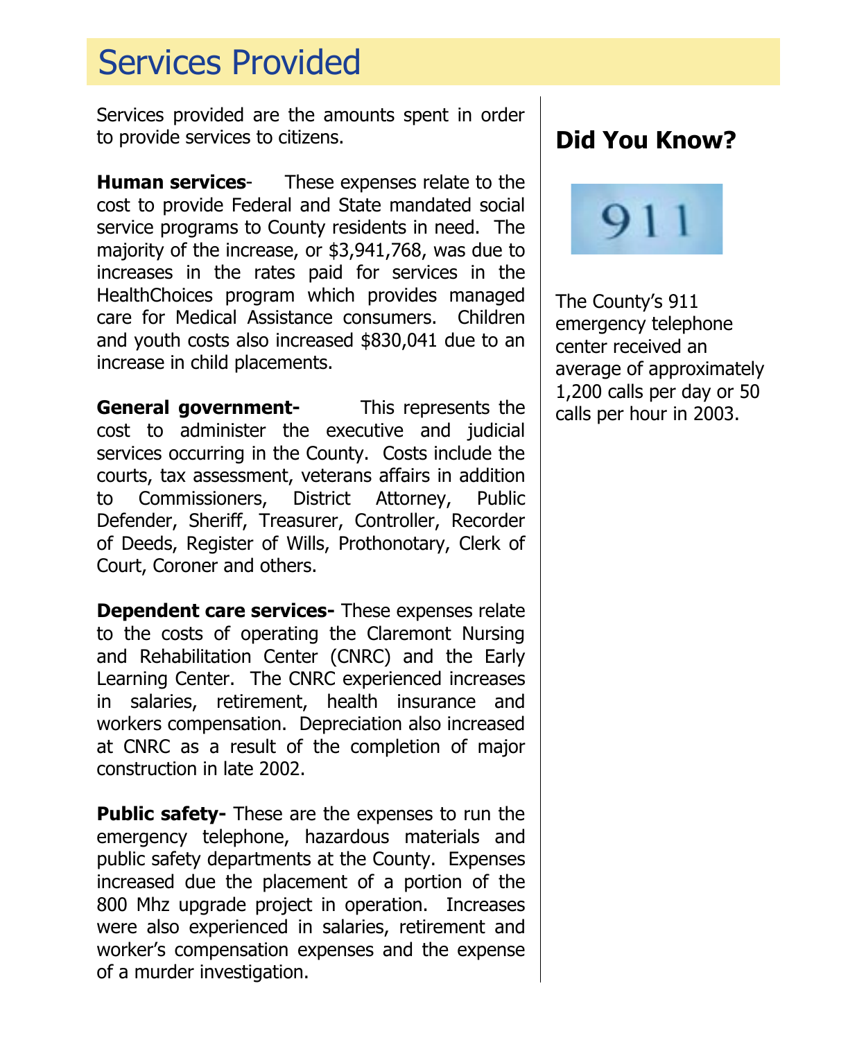# Services Provided

Services provided are the amounts spent in order to provide services to citizens.

**Human services**- These expenses relate to the cost to provide Federal and State mandated social service programs to County residents in need. The majority of the increase, or $3,941,768, was due to increases in the rates paid for services in the HealthChoices program which provides managed care for Medical Assistance consumers. Children and youth costs also increased $830,041 due to an increase in child placements.

**General government-** This represents the cost to administer the executive and judicial services occurring in the County. Costs include the courts, tax assessment, veterans affairs in addition to Commissioners, District Attorney, Public Defender, Sheriff, Treasurer, Controller, Recorder of Deeds, Register of Wills, Prothonotary, Clerk of Court, Coroner and others.

**Dependent care services-** These expenses relate to the costs of operating the Claremont Nursing and Rehabilitation Center (CNRC) and the Early Learning Center. The CNRC experienced increases in salaries, retirement, health insurance and workers compensation. Depreciation also increased at CNRC as a result of the completion of major construction in late 2002.

**Public safety-** These are the expenses to run the emergency telephone, hazardous materials and public safety departments at the County. Expenses increased due the placement of a portion of the 800 Mhz upgrade project in operation. Increases were also experienced in salaries, retirement and worker's compensation expenses and the expense of a murder investigation.

## Did You Know?

911

The County's 911 emergency telephone center received an average of approximately 1,200 calls per day or 50 calls per hour in 2003.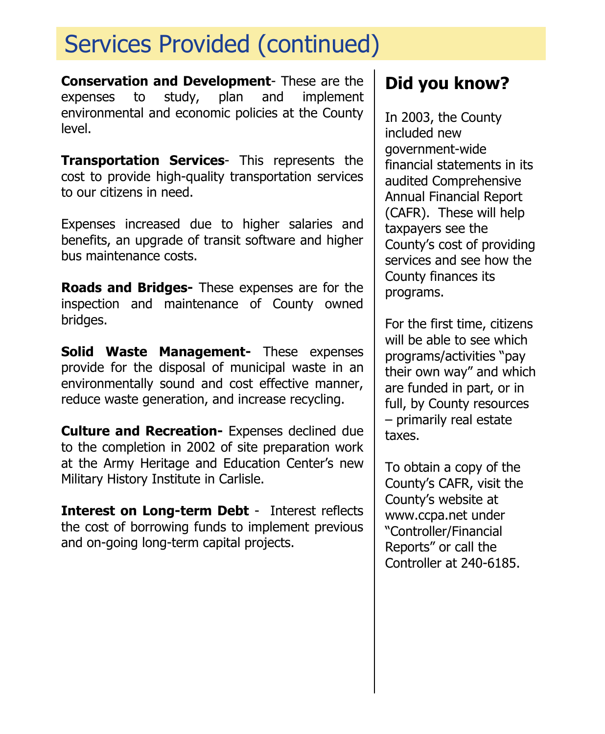# Services Provided (continued)

**Conservation and Development**- These are the expenses to study, plan and implement environmental and economic policies at the County level.

**Transportation Services**- This represents the cost to provide high-quality transportation services to our citizens in need.

Expenses increased due to higher salaries and benefits, an upgrade of transit software and higher bus maintenance costs.

**Roads and Bridges-** These expenses are for the inspection and maintenance of County owned bridges.

**Solid Waste Management-** These expenses provide for the disposal of municipal waste in an environmentally sound and cost effective manner, reduce waste generation, and increase recycling.

**Culture and Recreation-** Expenses declined due to the completion in 2002 of site preparation work at the Army Heritage and Education Center's new Military History Institute in Carlisle.

**Interest on Long-term Debt** - Interest reflects the cost of borrowing funds to implement previous and on-going long-term capital projects.

## Did you know?

In 2003, the County included new government-wide financial statements in its audited Comprehensive Annual Financial Report (CAFR). These will help taxpayers see the County's cost of providing services and see how the County finances its programs.

For the first time, citizens will be able to see which programs/activities "pay their own way" and which are funded in part, or in full, by County resources – primarily real estate taxes.

To obtain a copy of the County's CAFR, visit the County's website at www.ccpa.net under "Controller/Financial Reports" or call the Controller at 240-6185.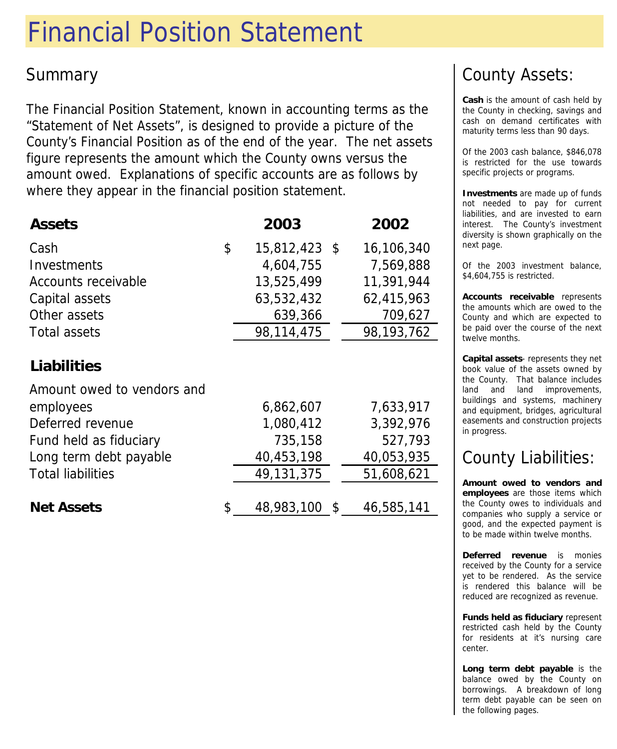# Financial Position Statement

## Summary

The Financial Position Statement, known in accounting terms as the "Statement of Net Assets", is designed to provide a picture of the County's Financial Position as of the end of the year. The net assets figure represents the amount which the County owns versus the amount owed. Explanations of specific accounts are as follows by where they appear in the financial position statement.

| **Assets** | **2003** | **2002** |
|---|---|---|
| Cash | $ 15,812,423 | $ 16,106,340 |
| Investments | 4,604,755 | 7,569,888 |
| Accounts receivable | 13,525,499 | 11,391,944 |
| Capital assets | 63,532,432 | 62,415,963 |
| Other assets | 639,366 | 709,627 |
| Total assets | 98,114,475 | 98,193,762 |
| **Liabilities** | | |
| Amount owed to vendors and employees | 6,862,607 | 7,633,917 |
| Deferred revenue | 1,080,412 | 3,392,976 |
| Fund held as fiduciary | 735,158 | 527,793 |
| Long term debt payable | 40,453,198 | 40,053,935 |
| Total liabilities | 49,131,375 | 51,608,621 |
| **Net Assets** | $ 48,983,100 | $ 46,585,141 |

## County Assets:

**Cash** is the amount of cash held by the County in checking, savings and cash on demand certificates with maturity terms less than 90 days.

Of the 2003 cash balance, $846,078 is restricted for the use towards specific projects or programs.

**Investments** are made up of funds not needed to pay for current liabilities, and are invested to earn interest. The County's investment diversity is shown graphically on the next page.

Of the 2003 investment balance, $4,604,755 is restricted.

**Accounts receivable** represents the amounts which are owed to the County and which are expected to be paid over the course of the next twelve months.

**Capital assets**- represents they net book value of the assets owned by the County. That balance includes land and land improvements, buildings and systems, machinery and equipment, bridges, agricultural easements and construction projects in progress.

## County Liabilities:

**Amount owed to vendors and employees** are those items which the County owes to individuals and companies who supply a service or good, and the expected payment is to be made within twelve months.

**Deferred revenue** is monies received by the County for a service yet to be rendered. As the service is rendered this balance will be reduced are recognized as revenue.

**Funds held as fiduciary** represent restricted cash held by the County for residents at it's nursing care center.

**Long term debt payable** is the balance owed by the County on borrowings. A breakdown of long term debt payable can be seen on the following pages.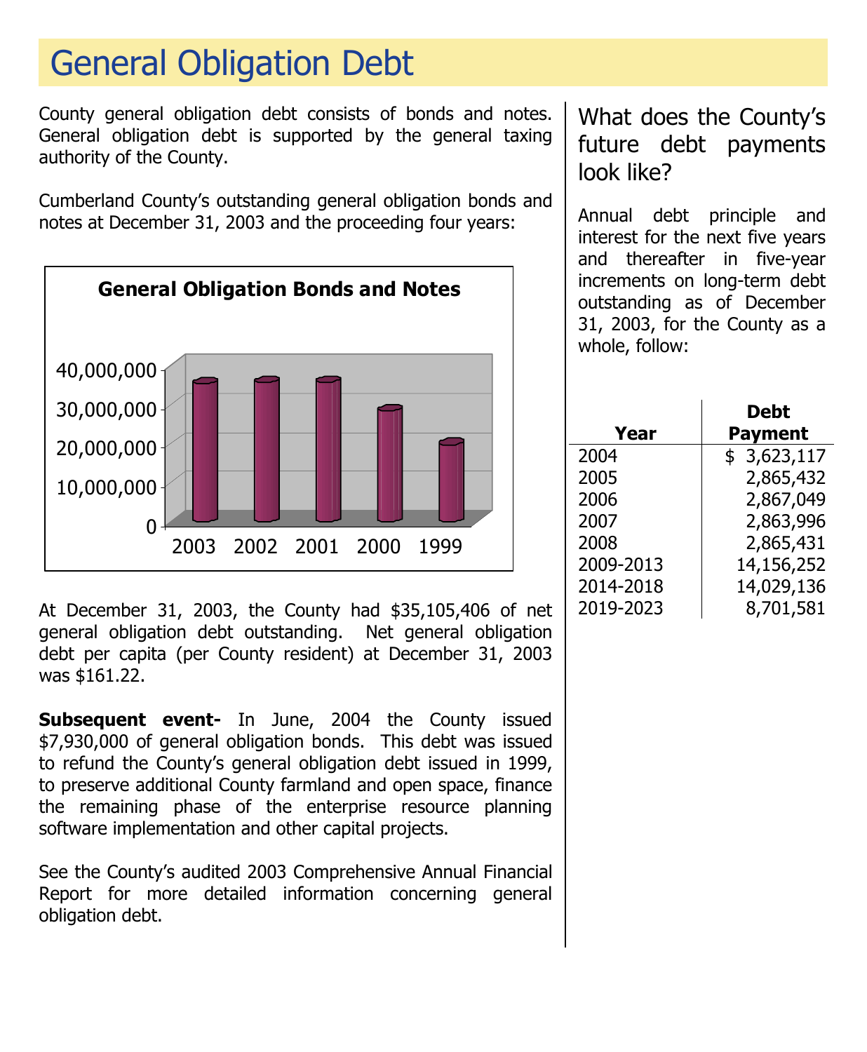# General Obligation Debt

County general obligation debt consists of bonds and notes. General obligation debt is supported by the general taxing authority of the County.

Cumberland County's outstanding general obligation bonds and notes at December 31, 2003 and the proceeding four years:

**General Obligation Bonds and Notes**

At December 31, 2003, the County had $35,105,406 of net general obligation debt outstanding. Net general obligation debt per capita (per County resident) at December 31, 2003 was $161.22.

**Subsequent event-** In June, 2004 the County issued $7,930,000 of general obligation bonds. This debt was issued to refund the County's general obligation debt issued in 1999, to preserve additional County farmland and open space, finance the remaining phase of the enterprise resource planning software implementation and other capital projects.

See the County's audited 2003 Comprehensive Annual Financial Report for more detailed information concerning general obligation debt.

## What does the County's future debt payments look like?

Annual debt principle and interest for the next five years and thereafter in five-year increments on long-term debt outstanding as of December 31, 2003, for the County as a whole, follow:

| Year | Debt Payment |
|---|---|
| 2004 | $ 3,623,117 |
| 2005 | 2,865,432 |
| 2006 | 2,867,049 |
| 2007 | 2,863,996 |
| 2008 | 2,865,431 |
| 2009-2013 | 14,156,252 |
| 2014-2018 | 14,029,136 |
| 2019-2023 | 8,701,581 |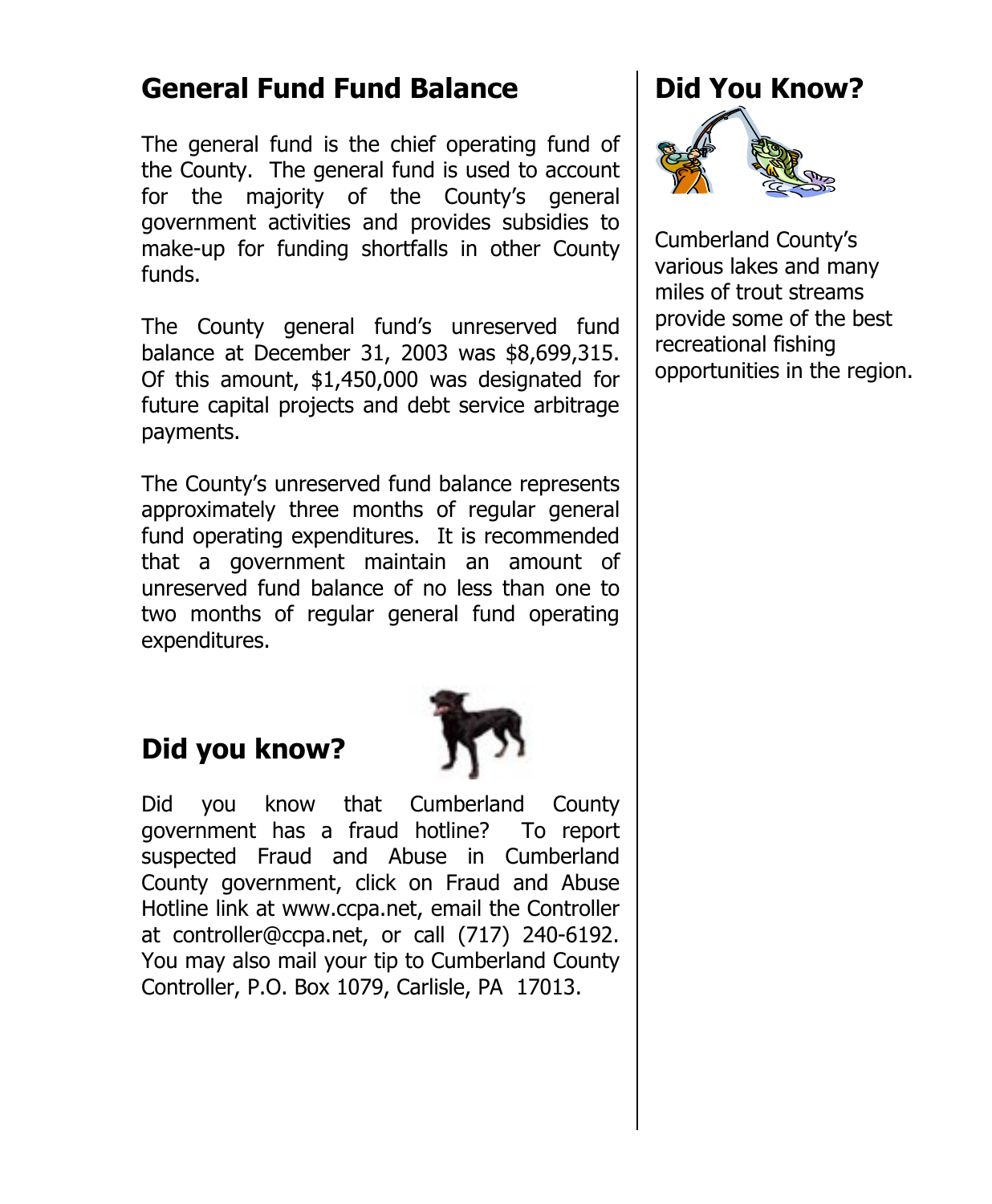## General Fund Fund Balance

The general fund is the chief operating fund of the County. The general fund is used to account for the majority of the County's general government activities and provides subsidies to make-up for funding shortfalls in other County funds.

The County general fund's unreserved fund balance at December 31, 2003 was $8,699,315. Of this amount, $1,450,000 was designated for future capital projects and debt service arbitrage payments.

The County's unreserved fund balance represents approximately three months of regular general fund operating expenditures. It is recommended that a government maintain an amount of unreserved fund balance of no less than one to two months of regular general fund operating expenditures.

## Did you know?

Did you know that Cumberland County government has a fraud hotline? To report suspected Fraud and Abuse in Cumberland County government, click on Fraud and Abuse Hotline link at www.ccpa.net, email the Controller at controller@ccpa.net, or call (717) 240-6192. You may also mail your tip to Cumberland County Controller, P.O. Box 1079, Carlisle, PA 17013.

## Did You Know?

Cumberland County's various lakes and many miles of trout streams provide some of the best recreational fishing opportunities in the region.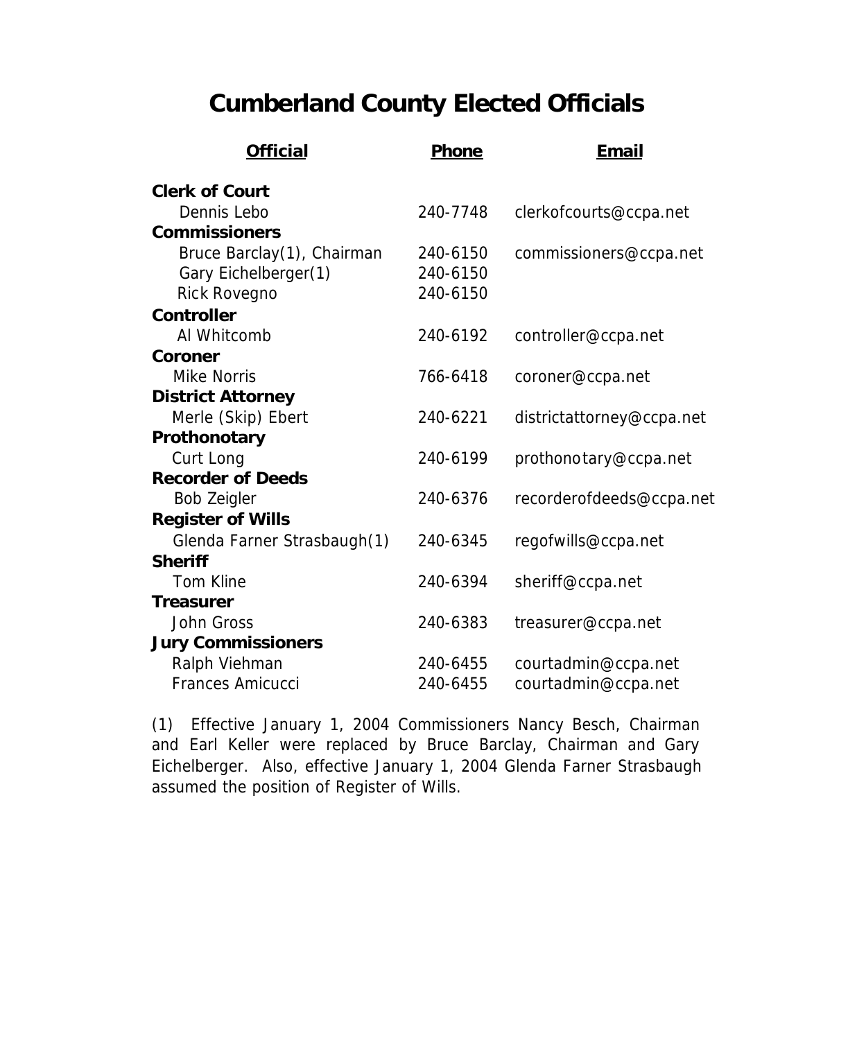# Cumberland County Elected Officials

| Official | Phone | Email |
| --- | --- | --- |
| **Clerk of Court** | | |
| Dennis Lebo | 240-7748 | clerkofcourts@ccpa.net |
| **Commissioners** | | |
| Bruce Barclay(1), Chairman | 240-6150 | commissioners@ccpa.net |
| Gary Eichelberger(1) | 240-6150 | |
| Rick Rovegno | 240-6150 | |
| **Controller** | | |
| Al Whitcomb | 240-6192 | controller@ccpa.net |
| **Coroner** | | |
| Mike Norris | 766-6418 | coroner@ccpa.net |
| **District Attorney** | | |
| Merle (Skip) Ebert | 240-6221 | districtattorney@ccpa.net |
| **Prothonotary** | | |
| Curt Long | 240-6199 | prothonotary@ccpa.net |
| **Recorder of Deeds** | | |
| Bob Zeigler | 240-6376 | recorderofdeeds@ccpa.net |
| **Register of Wills** | | |
| Glenda Farner Strasbaugh(1) | 240-6345 | regofwills@ccpa.net |
| **Sheriff** | | |
| Tom Kline | 240-6394 | sheriff@ccpa.net |
| **Treasurer** | | |
| John Gross | 240-6383 | treasurer@ccpa.net |
| **Jury Commissioners** | | |
| Ralph Viehman | 240-6455 | courtadmin@ccpa.net |
| Frances Amicucci | 240-6455 | courtadmin@ccpa.net |

(1) Effective January 1, 2004 Commissioners Nancy Besch, Chairman and Earl Keller were replaced by Bruce Barclay, Chairman and Gary Eichelberger. Also, effective January 1, 2004 Glenda Farner Strasbaugh assumed the position of Register of Wills.